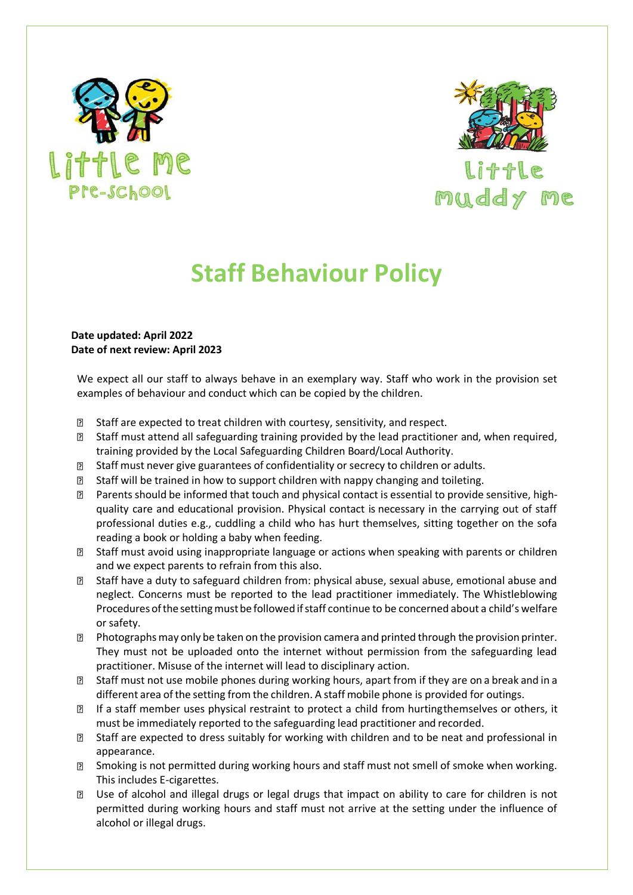# Staff Behaviour Policy

**Date updated: April 2022**
**Date of next review: April 2023**

We expect all our staff to always behave in an exemplary way. Staff who work in the provision set examples of behaviour and conduct which can be copied by the children.

- Staff are expected to treat children with courtesy, sensitivity, and respect.
- Staff must attend all safeguarding training provided by the lead practitioner and, when required, training provided by the Local Safeguarding Children Board/Local Authority.
- Staff must never give guarantees of confidentiality or secrecy to children or adults.
- Staff will be trained in how to support children with nappy changing and toileting.
- Parents should be informed that touch and physical contact is essential to provide sensitive, high-quality care and educational provision. Physical contact is necessary in the carrying out of staff professional duties e.g., cuddling a child who has hurt themselves, sitting together on the sofa reading a book or holding a baby when feeding.
- Staff must avoid using inappropriate language or actions when speaking with parents or children and we expect parents to refrain from this also.
- Staff have a duty to safeguard children from: physical abuse, sexual abuse, emotional abuse and neglect. Concerns must be reported to the lead practitioner immediately. The Whistleblowing Procedures of the setting must be followed if staff continue to be concerned about a child's welfare or safety.
- Photographs may only be taken on the provision camera and printed through the provision printer. They must not be uploaded onto the internet without permission from the safeguarding lead practitioner. Misuse of the internet will lead to disciplinary action.
- Staff must not use mobile phones during working hours, apart from if they are on a break and in a different area of the setting from the children. A staff mobile phone is provided for outings.
- If a staff member uses physical restraint to protect a child from hurting themselves or others, it must be immediately reported to the safeguarding lead practitioner and recorded.
- Staff are expected to dress suitably for working with children and to be neat and professional in appearance.
- Smoking is not permitted during working hours and staff must not smell of smoke when working. This includes E-cigarettes.
- Use of alcohol and illegal drugs or legal drugs that impact on ability to care for children is not permitted during working hours and staff must not arrive at the setting under the influence of alcohol or illegal drugs.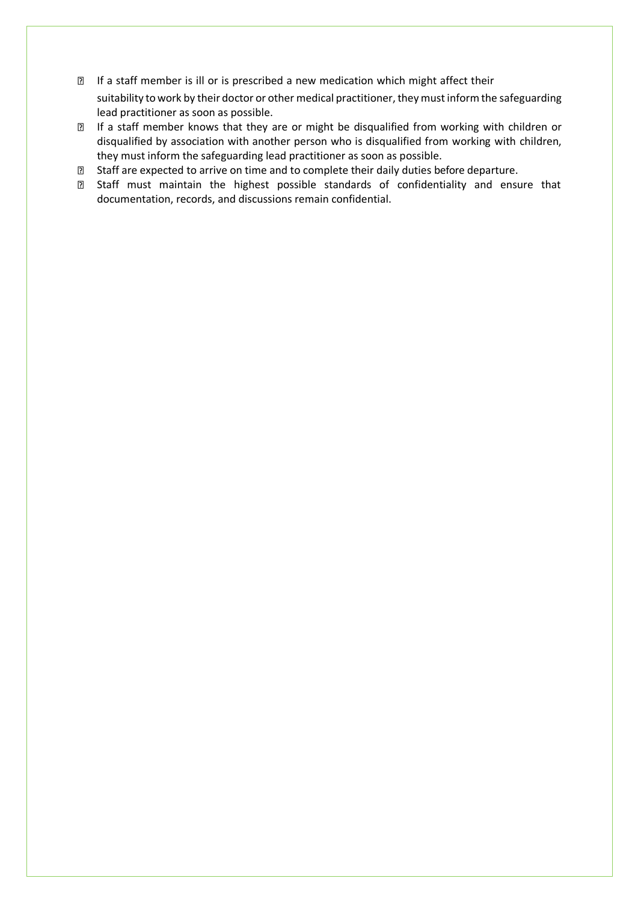- If a staff member is ill or is prescribed a new medication which might affect their suitability to work by their doctor or other medical practitioner, they must inform the safeguarding lead practitioner as soon as possible.
- If a staff member knows that they are or might be disqualified from working with children or disqualified by association with another person who is disqualified from working with children, they must inform the safeguarding lead practitioner as soon as possible.
- Staff are expected to arrive on time and to complete their daily duties before departure.
- Staff must maintain the highest possible standards of confidentiality and ensure that documentation, records, and discussions remain confidential.